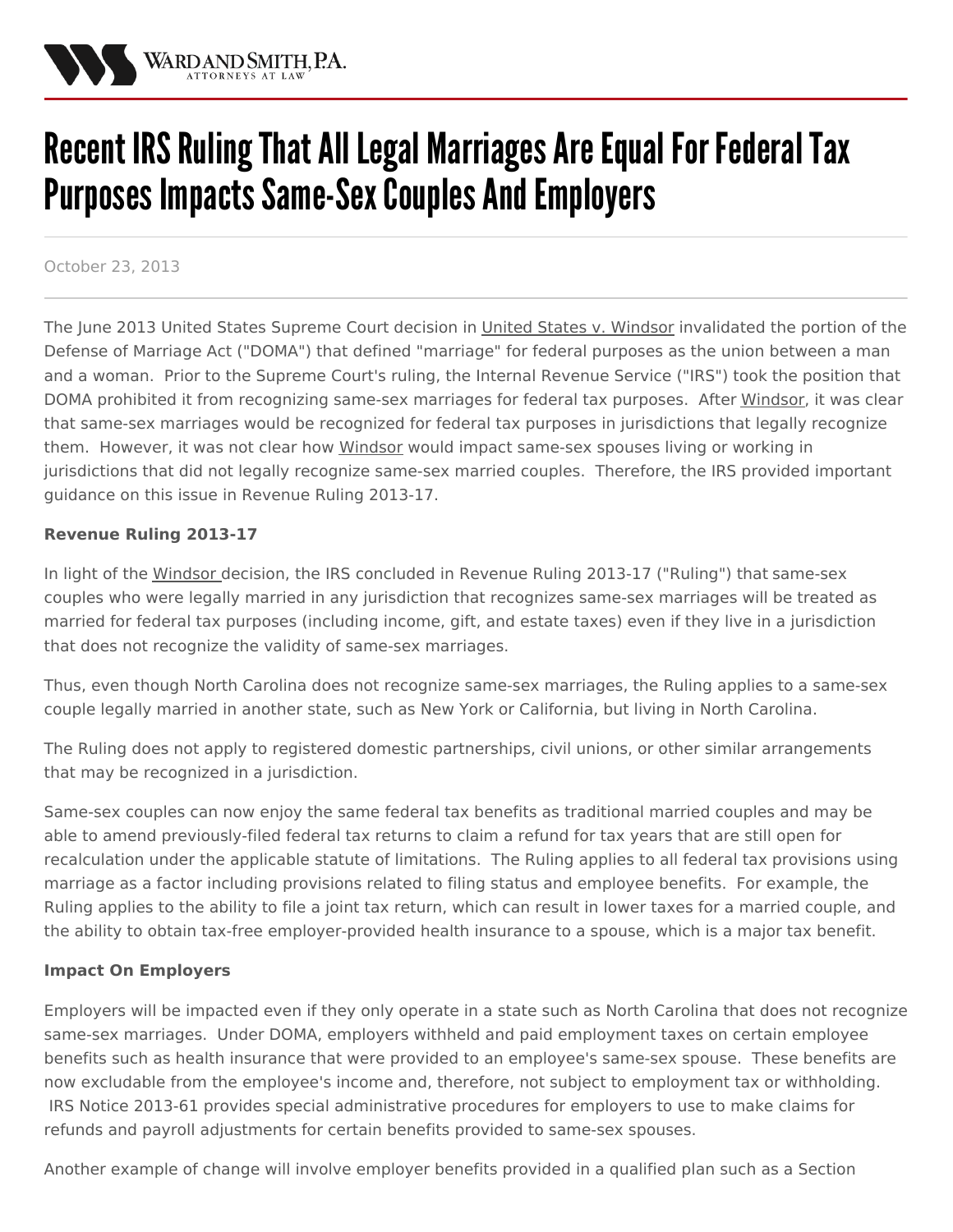# Recent IRS Ruling That All Legal Marriages Are Equal For Federal Tax Purposes Impacts Same-Sex Couples And Employers

October 23, 2013

The June 2013 United States Supreme Court decision in United States v. Windsor invalidated the portion of the Defense of Marriage Act ("DOMA") that defined "marriage" for federal purposes as the union between a man and a woman. Prior to the Supreme Court's ruling, the Internal Revenue Service ("IRS") took the position that DOMA prohibited it from recognizing same-sex marriages for federal tax purposes. After Windsor, it was clear that same-sex marriages would be recognized for federal tax purposes in jurisdictions that legally recognize them. However, it was not clear how Windsor would impact same-sex spouses living or working in jurisdictions that did not legally recognize same-sex married couples. Therefore, the IRS provided important guidance on this issue in Revenue Ruling 2013-17.

**Revenue Ruling 2013-17**

In light of the Windsor decision, the IRS concluded in Revenue Ruling 2013-17 ("Ruling") that same-sex couples who were legally married in any jurisdiction that recognizes same-sex marriages will be treated as married for federal tax purposes (including income, gift, and estate taxes) even if they live in a jurisdiction that does not recognize the validity of same-sex marriages.

Thus, even though North Carolina does not recognize same-sex marriages, the Ruling applies to a same-sex couple legally married in another state, such as New York or California, but living in North Carolina.

The Ruling does not apply to registered domestic partnerships, civil unions, or other similar arrangements that may be recognized in a jurisdiction.

Same-sex couples can now enjoy the same federal tax benefits as traditional married couples and may be able to amend previously-filed federal tax returns to claim a refund for tax years that are still open for recalculation under the applicable statute of limitations. The Ruling applies to all federal tax provisions using marriage as a factor including provisions related to filing status and employee benefits. For example, the Ruling applies to the ability to file a joint tax return, which can result in lower taxes for a married couple, and the ability to obtain tax-free employer-provided health insurance to a spouse, which is a major tax benefit.

**Impact On Employers**

Employers will be impacted even if they only operate in a state such as North Carolina that does not recognize same-sex marriages. Under DOMA, employers withheld and paid employment taxes on certain employee benefits such as health insurance that were provided to an employee's same-sex spouse. These benefits are now excludable from the employee's income and, therefore, not subject to employment tax or withholding. IRS Notice 2013-61 provides special administrative procedures for employers to use to make claims for refunds and payroll adjustments for certain benefits provided to same-sex spouses.

Another example of change will involve employer benefits provided in a qualified plan such as a Section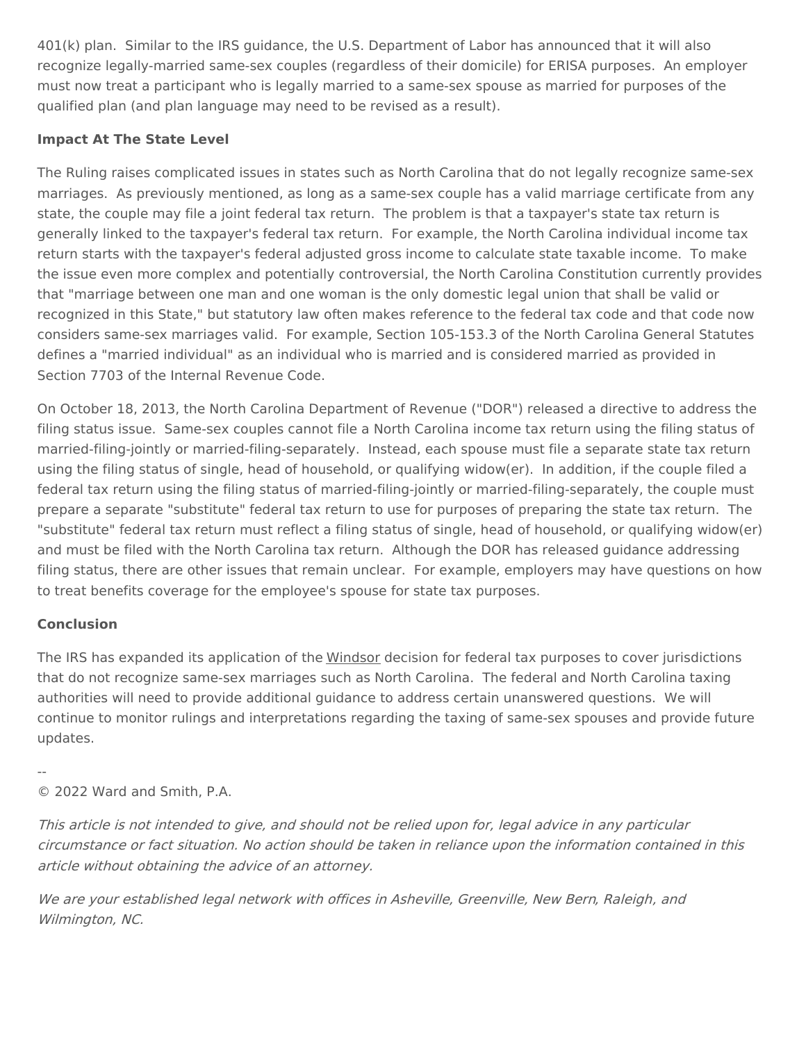401(k) plan. Similar to the IRS guidance, the U.S. Department of Labor has announced that it will also recognize legally-married same-sex couples (regardless of their domicile) for ERISA purposes. An employer must now treat a participant who is legally married to a same-sex spouse as married for purposes of the qualified plan (and plan language may need to be revised as a result).

**Impact At The State Level**

The Ruling raises complicated issues in states such as North Carolina that do not legally recognize same-sex marriages. As previously mentioned, as long as a same-sex couple has a valid marriage certificate from any state, the couple may file a joint federal tax return. The problem is that a taxpayer's state tax return is generally linked to the taxpayer's federal tax return. For example, the North Carolina individual income tax return starts with the taxpayer's federal adjusted gross income to calculate state taxable income. To make the issue even more complex and potentially controversial, the North Carolina Constitution currently provides that "marriage between one man and one woman is the only domestic legal union that shall be valid or recognized in this State," but statutory law often makes reference to the federal tax code and that code now considers same-sex marriages valid. For example, Section 105-153.3 of the North Carolina General Statutes defines a "married individual" as an individual who is married and is considered married as provided in Section 7703 of the Internal Revenue Code.

On October 18, 2013, the North Carolina Department of Revenue ("DOR") released a directive to address the filing status issue. Same-sex couples cannot file a North Carolina income tax return using the filing status of married-filing-jointly or married-filing-separately. Instead, each spouse must file a separate state tax return using the filing status of single, head of household, or qualifying widow(er). In addition, if the couple filed a federal tax return using the filing status of married-filing-jointly or married-filing-separately, the couple must prepare a separate "substitute" federal tax return to use for purposes of preparing the state tax return. The "substitute" federal tax return must reflect a filing status of single, head of household, or qualifying widow(er) and must be filed with the North Carolina tax return. Although the DOR has released guidance addressing filing status, there are other issues that remain unclear. For example, employers may have questions on how to treat benefits coverage for the employee's spouse for state tax purposes.

**Conclusion**

The IRS has expanded its application of the Windsor decision for federal tax purposes to cover jurisdictions that do not recognize same-sex marriages such as North Carolina. The federal and North Carolina taxing authorities will need to provide additional guidance to address certain unanswered questions. We will continue to monitor rulings and interpretations regarding the taxing of same-sex spouses and provide future updates.

--
© 2022 Ward and Smith, P.A.

*This article is not intended to give, and should not be relied upon for, legal advice in any particular circumstance or fact situation. No action should be taken in reliance upon the information contained in this article without obtaining the advice of an attorney.*

*We are your established legal network with offices in Asheville, Greenville, New Bern, Raleigh, and Wilmington, NC.*